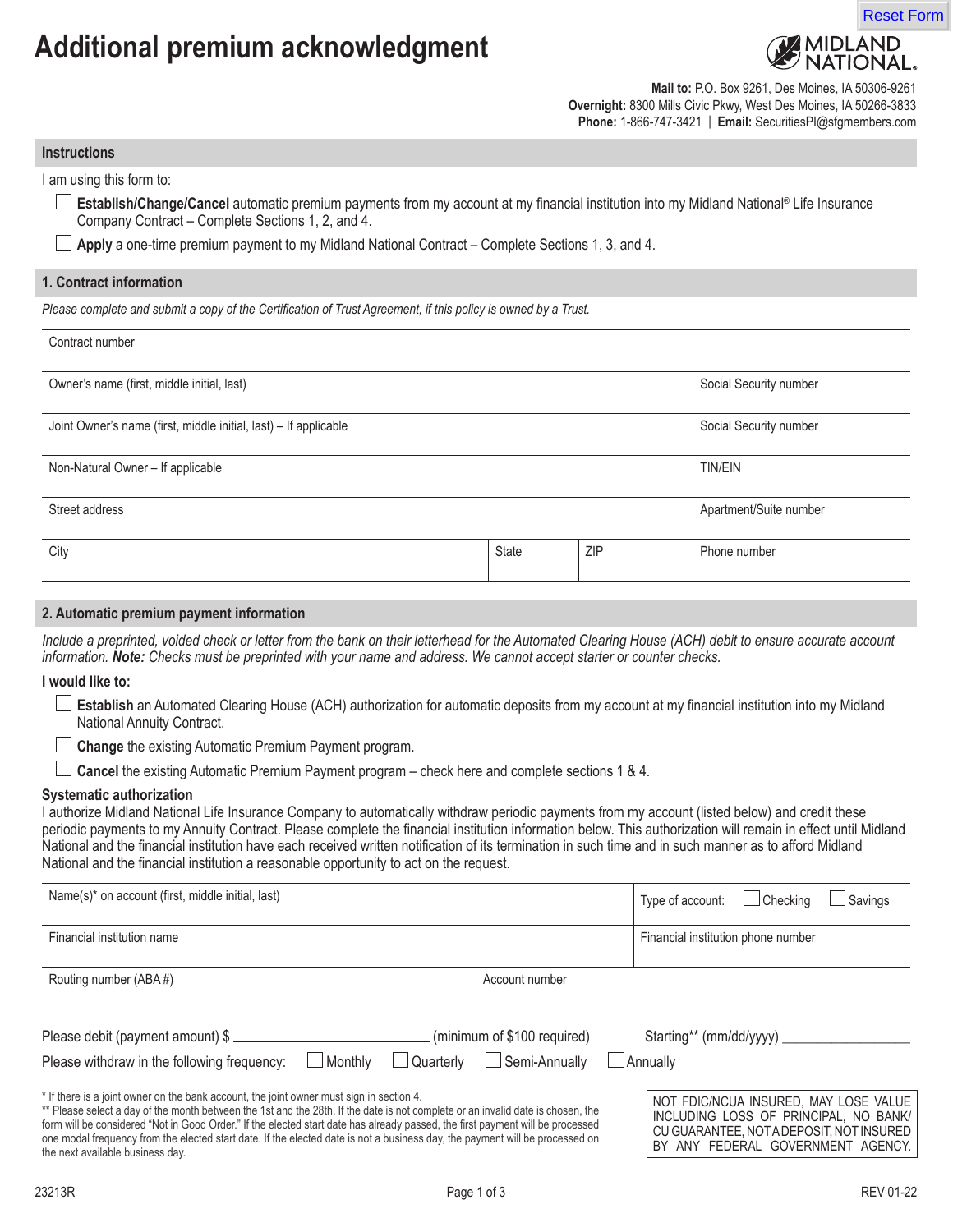# Additional premium acknowledgment

MIDLAND NATIONAL.

**Mail to:** P.O. Box 9261, Des Moines, IA 50306-9261
**Overnight:** 8300 Mills Civic Pkwy, West Des Moines, IA 50266-3833
**Phone:** 1-866-747-3421 | **Email:** SecuritiesPI@sfgmembers.com

## Instructions

I am using this form to:

- ☐ **Establish/Change/Cancel** automatic premium payments from my account at my financial institution into my Midland National® Life Insurance Company Contract – Complete Sections 1, 2, and 4.
- ☐ **Apply** a one-time premium payment to my Midland National Contract – Complete Sections 1, 3, and 4.

## 1. Contract information

*Please complete and submit a copy of the Certification of Trust Agreement, if this policy is owned by a Trust.*

| Field | | | |
|---|---|---|---|
| Contract number | | | |
| Owner's name (first, middle initial, last) | | | Social Security number |
| Joint Owner's name (first, middle initial, last) – If applicable | | | Social Security number |
| Non-Natural Owner – If applicable | | | TIN/EIN |
| Street address | | | Apartment/Suite number |
| City | State | ZIP | Phone number |

## 2. Automatic premium payment information

*Include a preprinted, voided check or letter from the bank on their letterhead for the Automated Clearing House (ACH) debit to ensure accurate account information.* ***Note:*** *Checks must be preprinted with your name and address. We cannot accept starter or counter checks.*

**I would like to:**

- ☐ **Establish** an Automated Clearing House (ACH) authorization for automatic deposits from my account at my financial institution into my Midland National Annuity Contract.
- ☐ **Change** the existing Automatic Premium Payment program.
- ☐ **Cancel** the existing Automatic Premium Payment program – check here and complete sections 1 & 4.

**Systematic authorization**

I authorize Midland National Life Insurance Company to automatically withdraw periodic payments from my account (listed below) and credit these periodic payments to my Annuity Contract. Please complete the financial institution information below. This authorization will remain in effect until Midland National and the financial institution have each received written notification of its termination in such time and in such manner as to afford Midland National and the financial institution a reasonable opportunity to act on the request.

| Field | |
|---|---|
| Name(s)* on account (first, middle initial, last) | Type of account: ☐ Checking ☐ Savings |
| Financial institution name | Financial institution phone number |
| Routing number (ABA #) | Account number |

Please debit (payment amount) $ ____________________ (minimum of $100 required) Starting** (mm/dd/yyyy) ______________

Please withdraw in the following frequency: ☐ Monthly ☐ Quarterly ☐ Semi-Annually ☐ Annually

\* If there is a joint owner on the bank account, the joint owner must sign in section 4.

\*\* Please select a day of the month between the 1st and the 28th. If the date is not complete or an invalid date is chosen, the form will be considered "Not in Good Order." If the elected start date has already passed, the first payment will be processed one modal frequency from the elected start date. If the elected date is not a business day, the payment will be processed on the next available business day.

NOT FDIC/NCUA INSURED, MAY LOSE VALUE INCLUDING LOSS OF PRINCIPAL, NO BANK/CU GUARANTEE, NOT A DEPOSIT, NOT INSURED BY ANY FEDERAL GOVERNMENT AGENCY.

23213R REV 01-22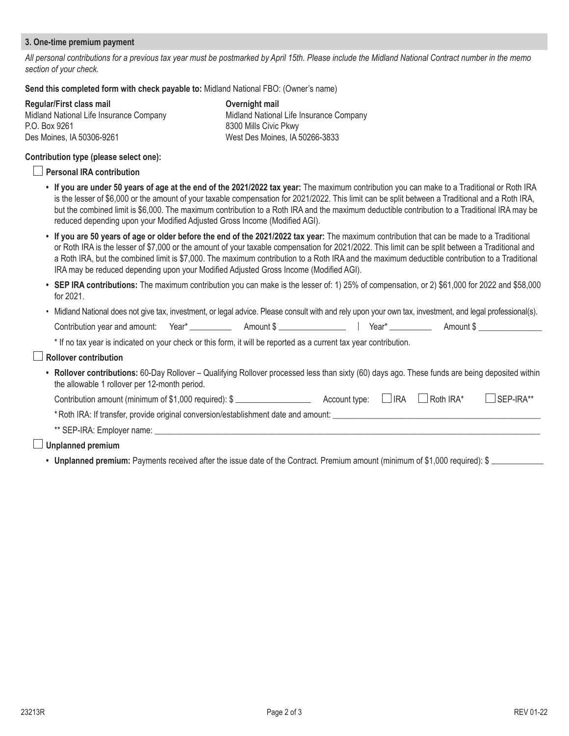## 3. One-time premium payment

*All personal contributions for a previous tax year must be postmarked by April 15th. Please include the Midland National Contract number in the memo section of your check.*

**Send this completed form with check payable to:** Midland National FBO: (Owner's name)

**Regular/First class mail**
Midland National Life Insurance Company
P.O. Box 9261
Des Moines, IA 50306-9261

**Overnight mail**
Midland National Life Insurance Company
8300 Mills Civic Pkwy
West Des Moines, IA 50266-3833

**Contribution type (please select one):**

☐ **Personal IRA contribution**

- **If you are under 50 years of age at the end of the 2021/2022 tax year:** The maximum contribution you can make to a Traditional or Roth IRA is the lesser of $6,000 or the amount of your taxable compensation for 2021/2022. This limit can be split between a Traditional and a Roth IRA, but the combined limit is $6,000. The maximum contribution to a Roth IRA and the maximum deductible contribution to a Traditional IRA may be reduced depending upon your Modified Adjusted Gross Income (Modified AGI).
- **If you are 50 years of age or older before the end of the 2021/2022 tax year:** The maximum contribution that can be made to a Traditional or Roth IRA is the lesser of $7,000 or the amount of your taxable compensation for 2021/2022. This limit can be split between a Traditional and a Roth IRA, but the combined limit is $7,000. The maximum contribution to a Roth IRA and the maximum deductible contribution to a Traditional IRA may be reduced depending upon your Modified Adjusted Gross Income (Modified AGI).
- **SEP IRA contributions:** The maximum contribution you can make is the lesser of: 1) 25% of compensation, or 2) $61,000 for 2022 and $58,000 for 2021.
- Midland National does not give tax, investment, or legal advice. Please consult with and rely upon your own tax, investment, and legal professional(s).

  Contribution year and amount: Year* __________ Amount $ ________________ | Year* __________ Amount $ ________________

  * If no tax year is indicated on your check or this form, it will be reported as a current tax year contribution.

☐ **Rollover contribution**

- **Rollover contributions:** 60-Day Rollover – Qualifying Rollover processed less than sixty (60) days ago. These funds are being deposited within the allowable 1 rollover per 12-month period.

  Contribution amount (minimum of $1,000 required): $ ________________ Account type: ☐ IRA ☐ Roth IRA* ☐ SEP-IRA**

  * Roth IRA: If transfer, provide original conversion/establishment date and amount: ________________

  ** SEP-IRA: Employer name: ________________

☐ **Unplanned premium**

- **Unplanned premium:** Payments received after the issue date of the Contract. Premium amount (minimum of $1,000 required): $ ____________

23213R REV 01-22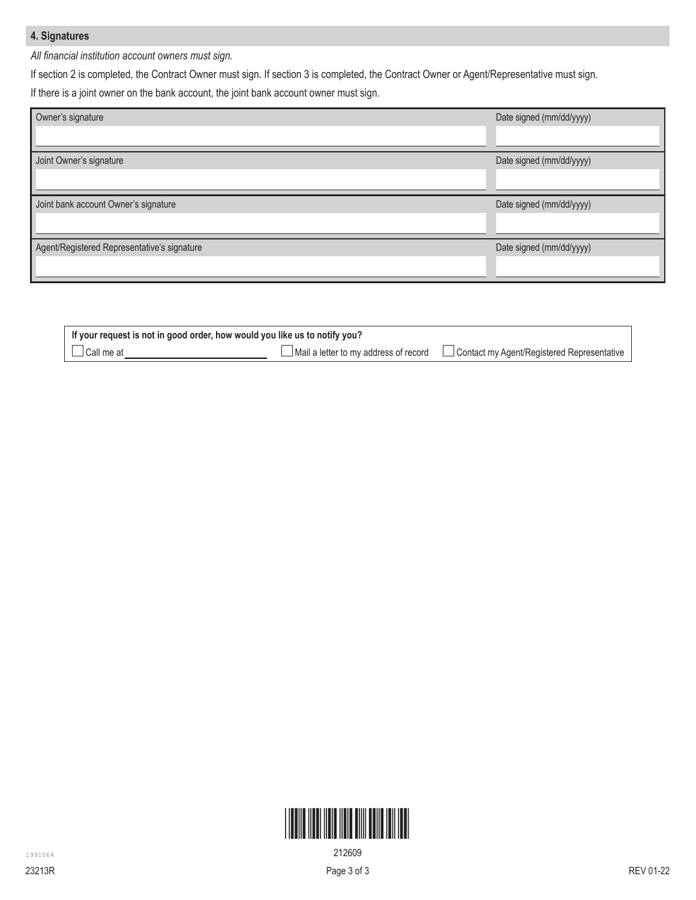## 4. Signatures

*All financial institution account owners must sign.*

If section 2 is completed, the Contract Owner must sign. If section 3 is completed, the Contract Owner or Agent/Representative must sign.

If there is a joint owner on the bank account, the joint bank account owner must sign.

| | |
|---|---|
| Owner's signature | Date signed (mm/dd/yyyy) |
| | |
| Joint Owner's signature | Date signed (mm/dd/yyyy) |
| | |
| Joint bank account Owner's signature | Date signed (mm/dd/yyyy) |
| | |
| Agent/Registered Representative's signature | Date signed (mm/dd/yyyy) |
| | |

**If your request is not in good order, how would you like us to notify you?**

☐ Call me at ______________________ ☐ Mail a letter to my address of record ☐ Contact my Agent/Registered Representative

212609

1991064

23213R

REV 01-22